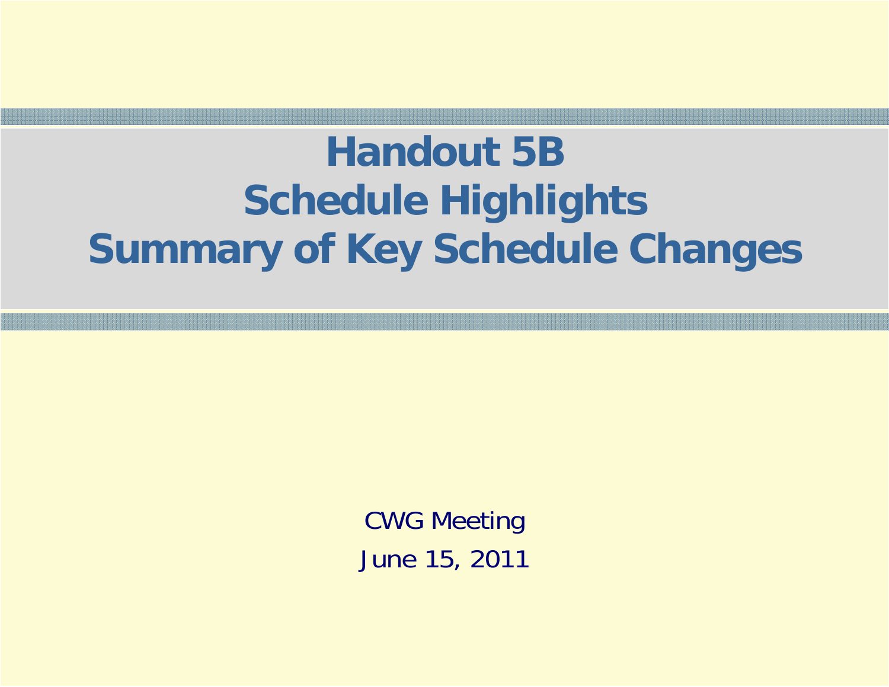# Handout 5B
# Schedule Highlights
# Summary of Key Schedule Changes

CWG Meeting

June 15, 2011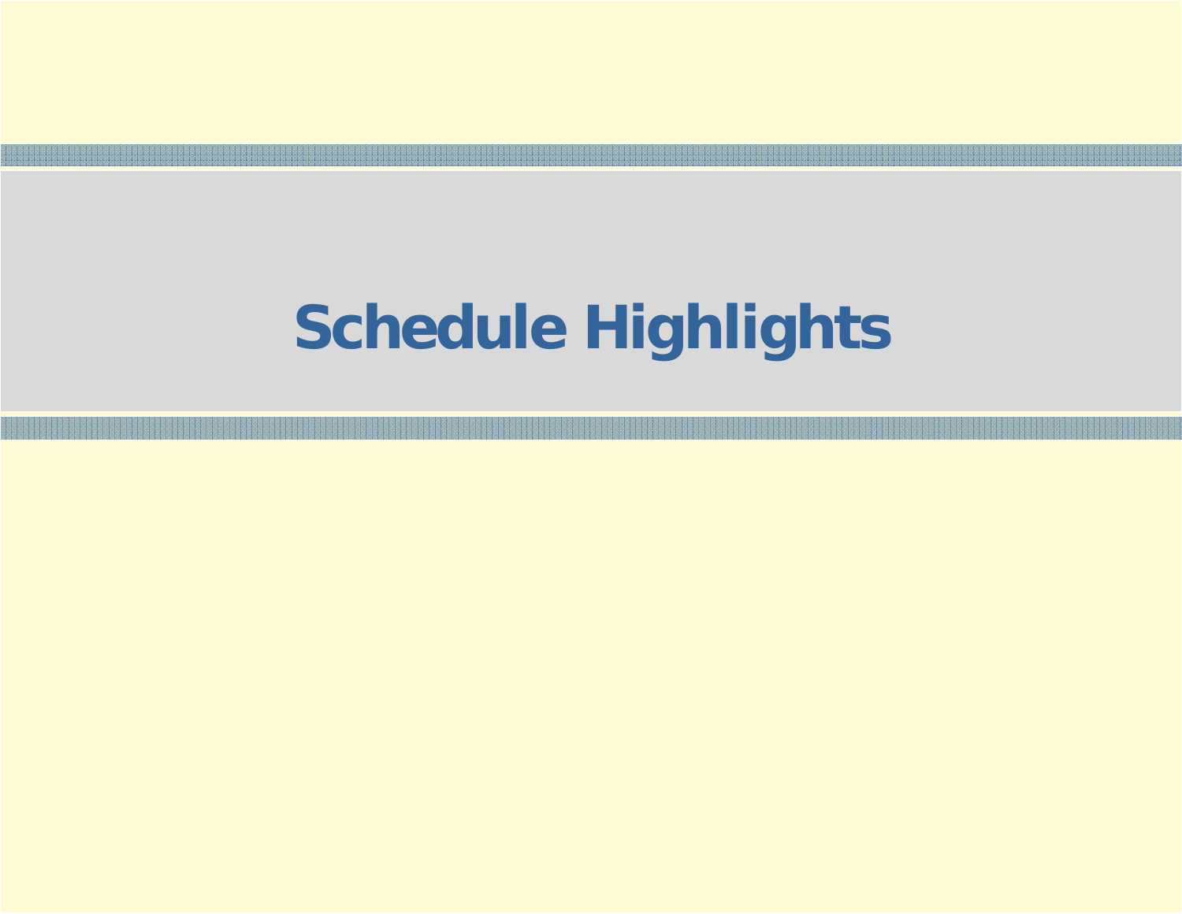# Schedule Highlights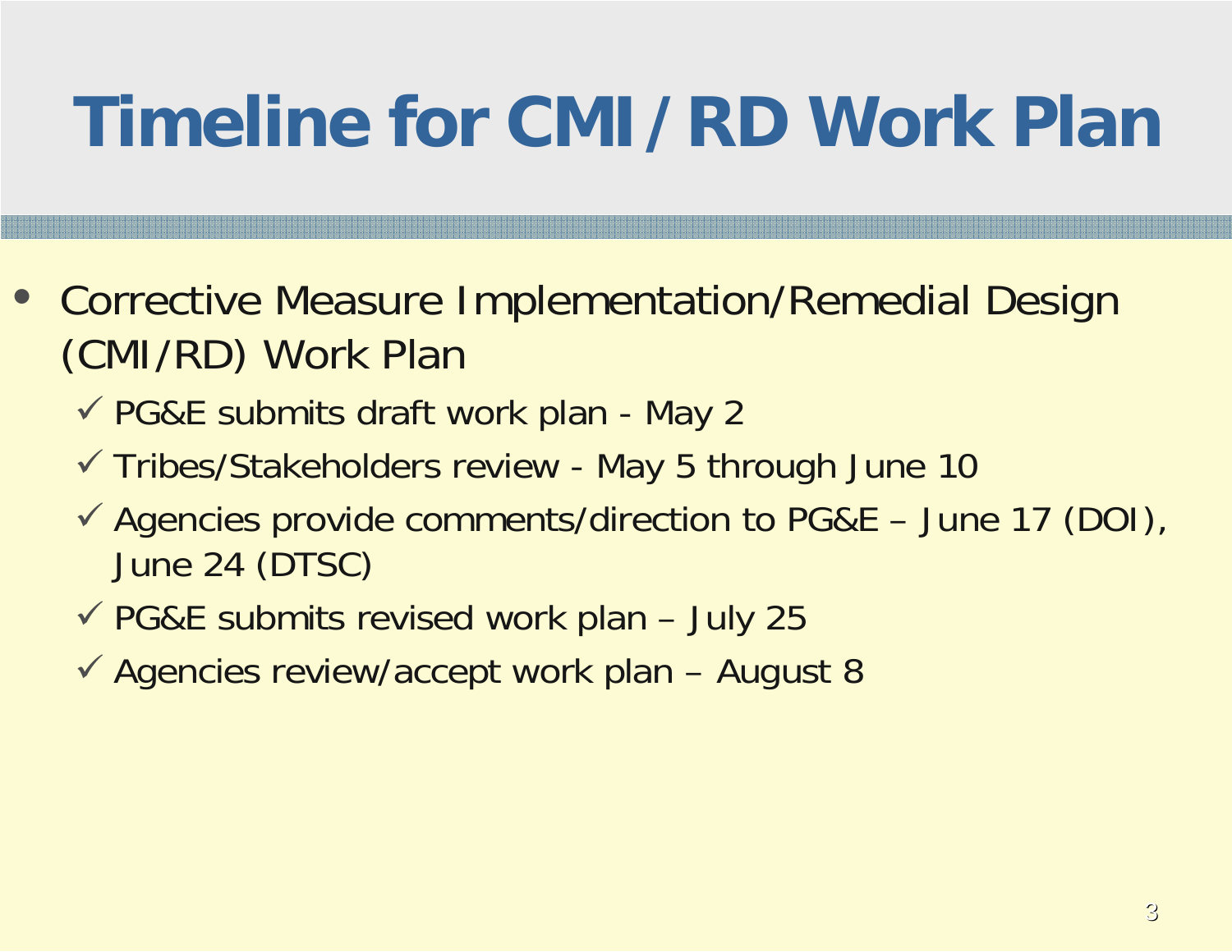# Timeline for CMI/RD Work Plan

- Corrective Measure Implementation/Remedial Design (CMI/RD) Work Plan
  - ✓ PG&E submits draft work plan - May 2
  - ✓ Tribes/Stakeholders review - May 5 through June 10
  - ✓ Agencies provide comments/direction to PG&E – June 17 (DOI), June 24 (DTSC)
  - ✓ PG&E submits revised work plan – July 25
  - ✓ Agencies review/accept work plan – August 8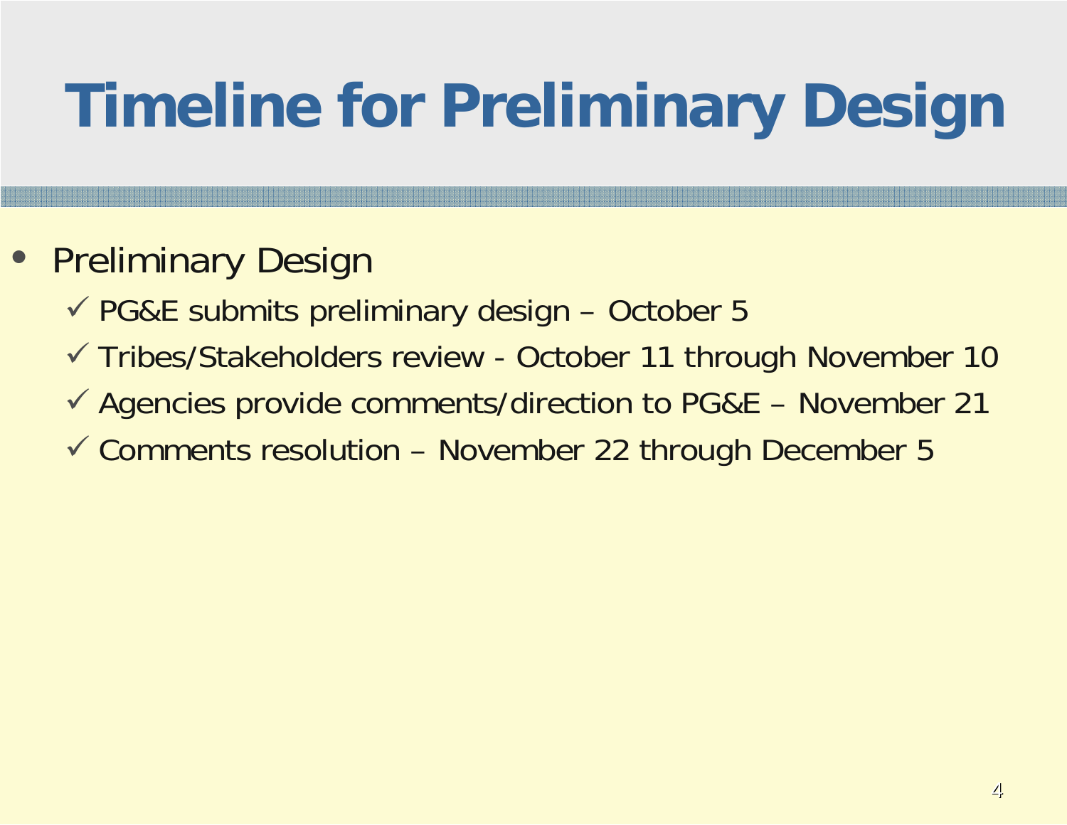# Timeline for Preliminary Design

- Preliminary Design
  - ✓ PG&E submits preliminary design – October 5
  - ✓ Tribes/Stakeholders review - October 11 through November 10
  - ✓ Agencies provide comments/direction to PG&E – November 21
  - ✓ Comments resolution – November 22 through December 5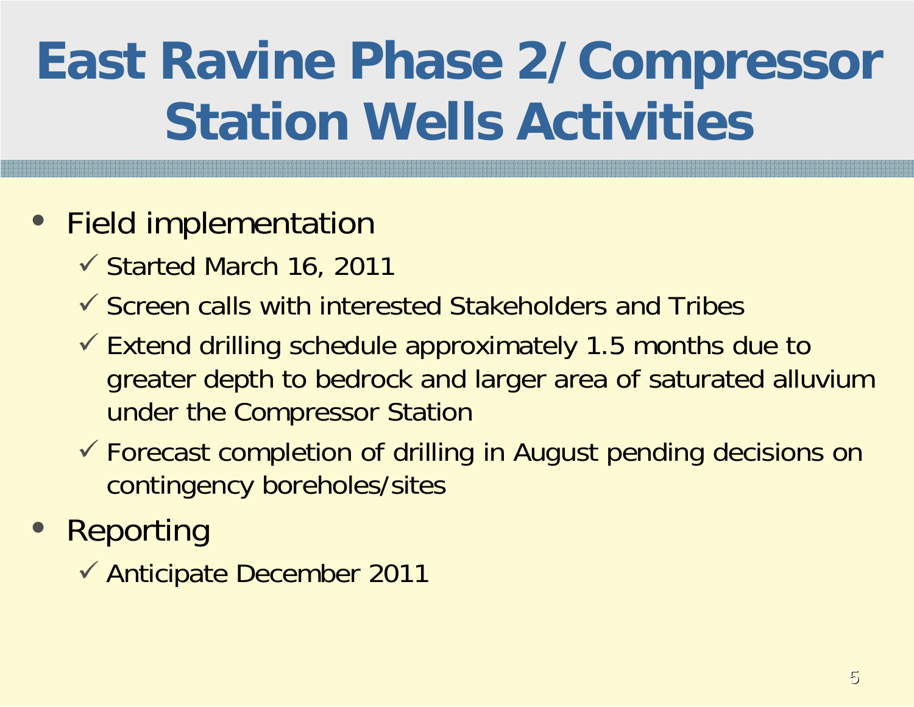# East Ravine Phase 2/ Compressor Station Wells Activities

- Field implementation
  - ✓ Started March 16, 2011
  - ✓ Screen calls with interested Stakeholders and Tribes
  - ✓ Extend drilling schedule approximately 1.5 months due to greater depth to bedrock and larger area of saturated alluvium under the Compressor Station
  - ✓ Forecast completion of drilling in August pending decisions on contingency boreholes/sites
- Reporting
  - ✓ Anticipate December 2011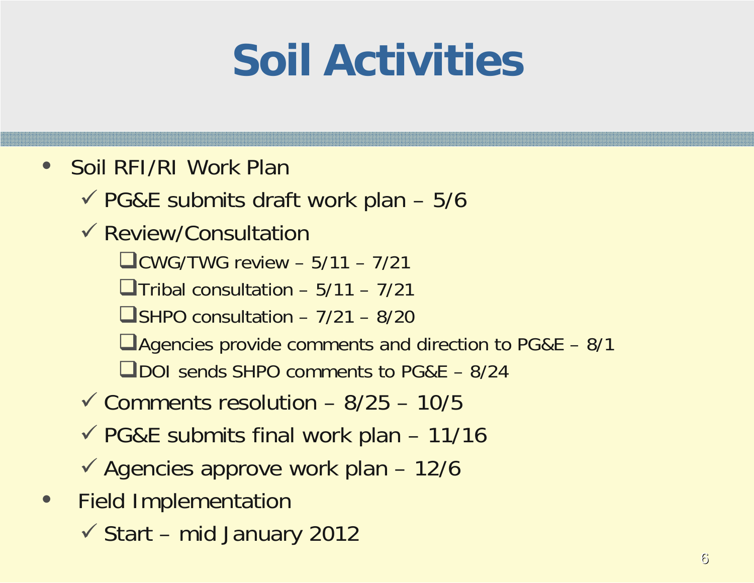# Soil Activities

- Soil RFI/RI Work Plan
  - ✓ PG&E submits draft work plan – 5/6
  - ✓ Review/Consultation
    - ❑ CWG/TWG review – 5/11 – 7/21
    - ❑ Tribal consultation – 5/11 – 7/21
    - ❑ SHPO consultation – 7/21 – 8/20
    - ❑ Agencies provide comments and direction to PG&E – 8/1
    - ❑ DOI sends SHPO comments to PG&E – 8/24
  - ✓ Comments resolution – 8/25 – 10/5
  - ✓ PG&E submits final work plan – 11/16
  - ✓ Agencies approve work plan – 12/6
- Field Implementation
  - ✓ Start – mid January 2012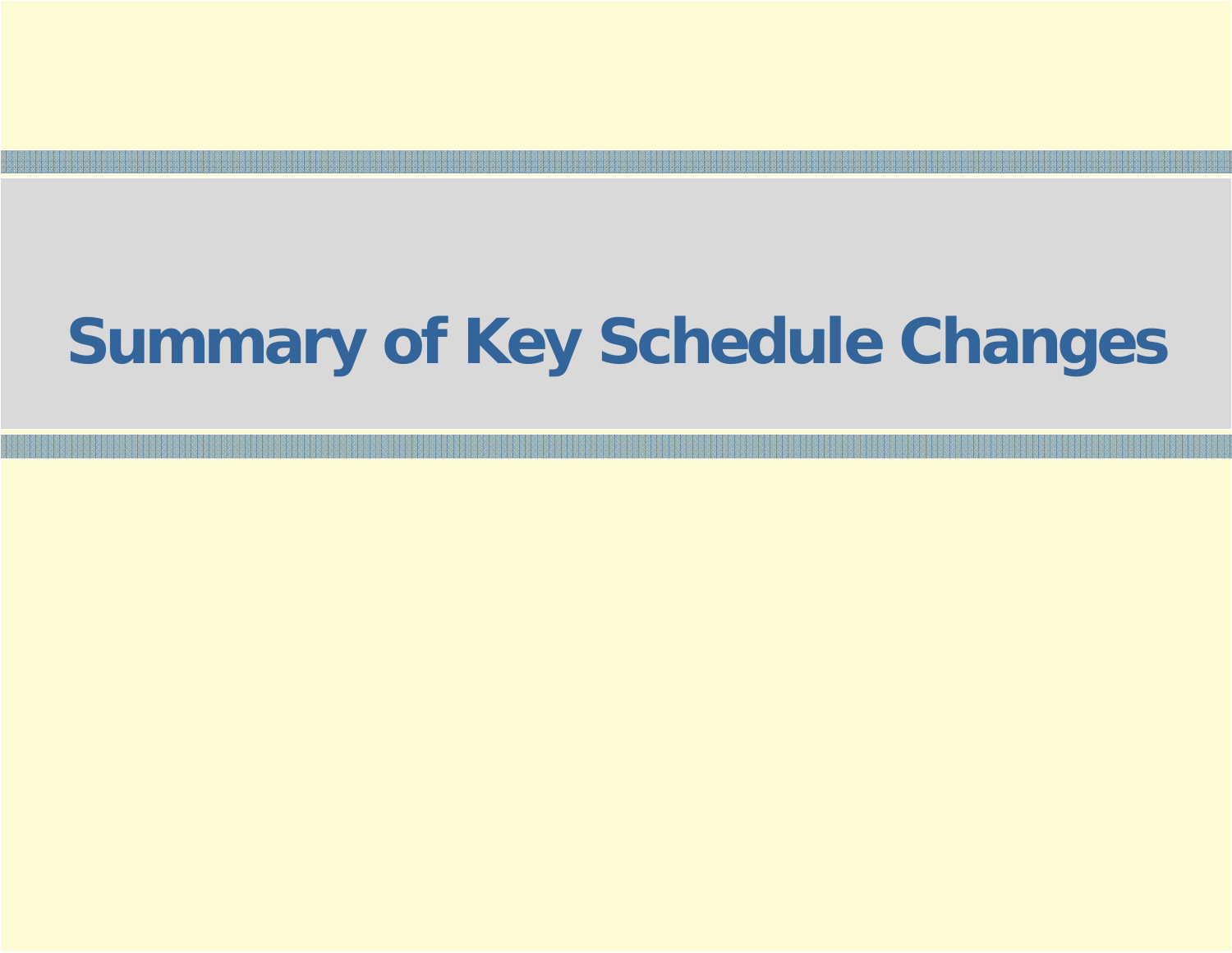# Summary of Key Schedule Changes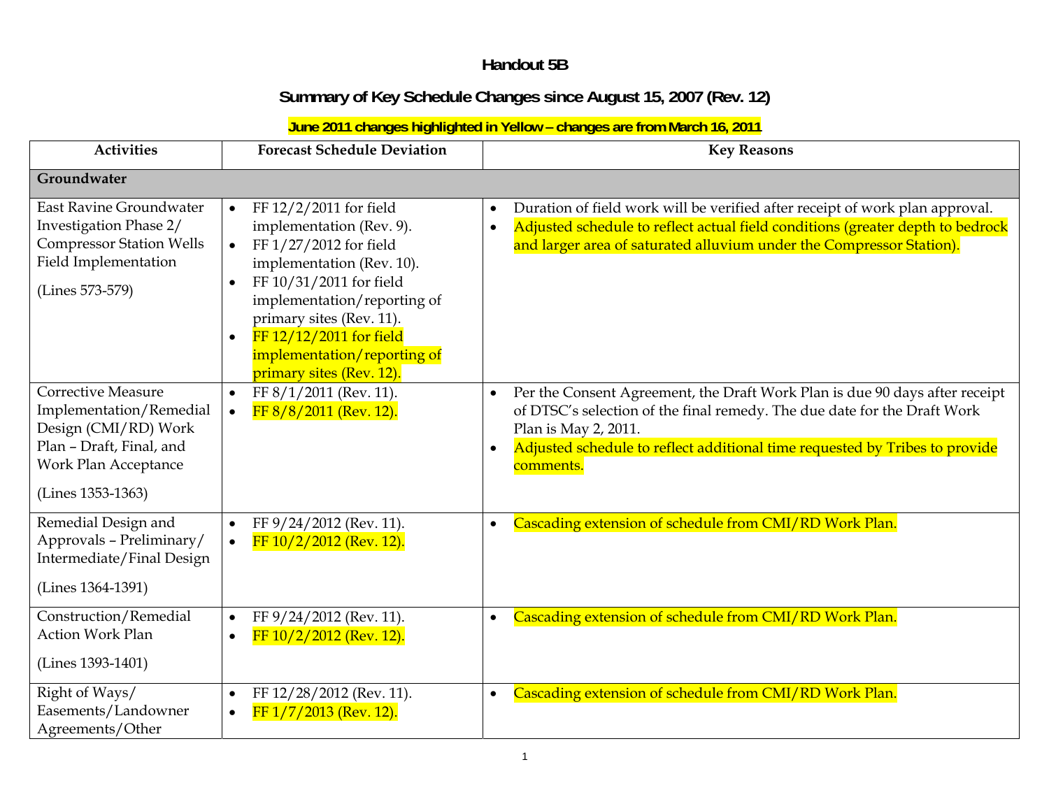# Handout 5B

## Summary of Key Schedule Changes since August 15, 2007 (Rev. 12)

**June 2011 changes highlighted in Yellow – changes are from March 16, 2011**

| Activities | Forecast Schedule Deviation | Key Reasons |
|---|---|---|
| **Groundwater** | | |
| East Ravine Groundwater Investigation Phase 2/ Compressor Station Wells Field Implementation<br><br>(Lines 573-579) | • FF 12/2/2011 for field implementation (Rev. 9).<br>• FF 1/27/2012 for field implementation (Rev. 10).<br>• FF 10/31/2011 for field implementation/reporting of primary sites (Rev. 11).<br>• FF 12/12/2011 for field implementation/reporting of primary sites (Rev. 12). | • Duration of field work will be verified after receipt of work plan approval.<br>• Adjusted schedule to reflect actual field conditions (greater depth to bedrock and larger area of saturated alluvium under the Compressor Station). |
| Corrective Measure Implementation/Remedial Design (CMI/RD) Work Plan – Draft, Final, and Work Plan Acceptance<br><br>(Lines 1353-1363) | • FF 8/1/2011 (Rev. 11).<br>• FF 8/8/2011 (Rev. 12). | • Per the Consent Agreement, the Draft Work Plan is due 90 days after receipt of DTSC's selection of the final remedy. The due date for the Draft Work Plan is May 2, 2011.<br>• Adjusted schedule to reflect additional time requested by Tribes to provide comments. |
| Remedial Design and Approvals – Preliminary/ Intermediate/Final Design<br><br>(Lines 1364-1391) | • FF 9/24/2012 (Rev. 11).<br>• FF 10/2/2012 (Rev. 12). | • Cascading extension of schedule from CMI/RD Work Plan. |
| Construction/Remedial Action Work Plan<br><br>(Lines 1393-1401) | • FF 9/24/2012 (Rev. 11).<br>• FF 10/2/2012 (Rev. 12). | • Cascading extension of schedule from CMI/RD Work Plan. |
| Right of Ways/ Easements/Landowner Agreements/Other | • FF 12/28/2012 (Rev. 11).<br>• FF 1/7/2013 (Rev. 12). | • Cascading extension of schedule from CMI/RD Work Plan. |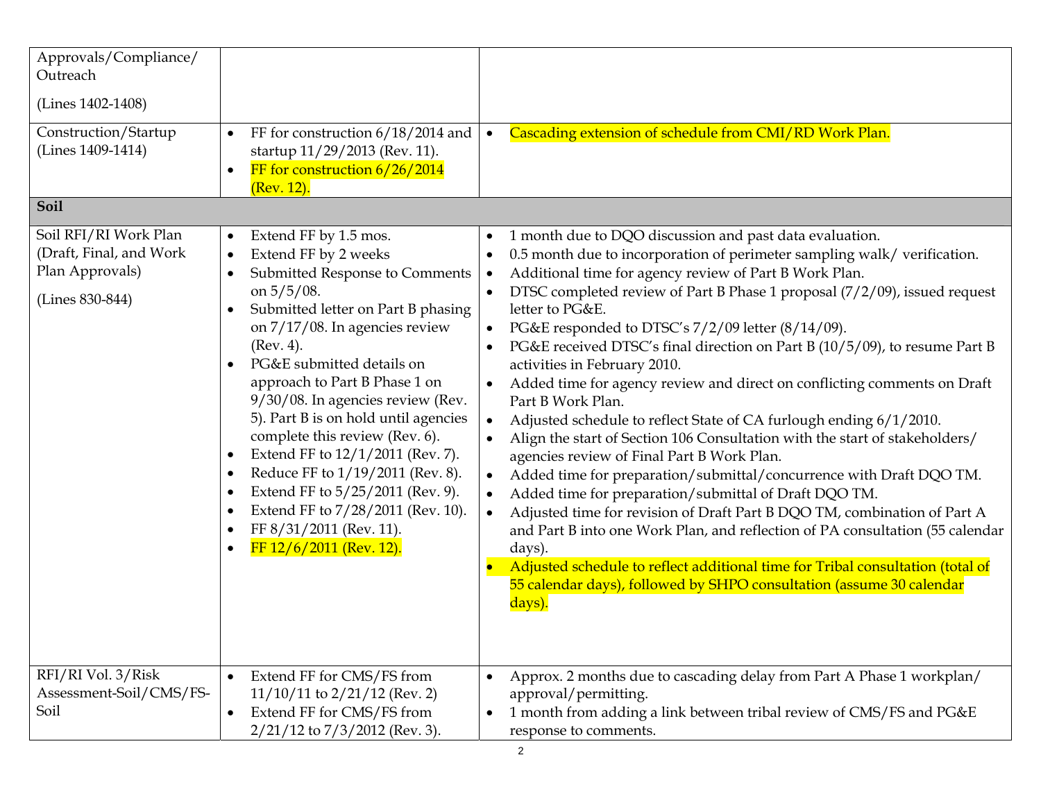| | | |
|---|---|---|
| Approvals/Compliance/ Outreach<br><br>(Lines 1402-1408) | | |
| Construction/Startup (Lines 1409-1414) | • FF for construction 6/18/2014 and startup 11/29/2013 (Rev. 11).<br>• FF for construction 6/26/2014 (Rev. 12). | • Cascading extension of schedule from CMI/RD Work Plan. |
| **Soil** | | |
| Soil RFI/RI Work Plan (Draft, Final, and Work Plan Approvals)<br><br>(Lines 830-844) | • Extend FF by 1.5 mos.<br>• Extend FF by 2 weeks<br>• Submitted Response to Comments on 5/5/08.<br>• Submitted letter on Part B phasing on 7/17/08. In agencies review (Rev. 4).<br>• PG&E submitted details on approach to Part B Phase 1 on 9/30/08. In agencies review (Rev. 5). Part B is on hold until agencies complete this review (Rev. 6).<br>• Extend FF to 12/1/2011 (Rev. 7).<br>• Reduce FF to 1/19/2011 (Rev. 8).<br>• Extend FF to 5/25/2011 (Rev. 9).<br>• Extend FF to 7/28/2011 (Rev. 10).<br>• FF 8/31/2011 (Rev. 11).<br>• FF 12/6/2011 (Rev. 12). | • 1 month due to DQO discussion and past data evaluation.<br>• 0.5 month due to incorporation of perimeter sampling walk/ verification.<br>• Additional time for agency review of Part B Work Plan.<br>• DTSC completed review of Part B Phase 1 proposal (7/2/09), issued request letter to PG&E.<br>• PG&E responded to DTSC's 7/2/09 letter (8/14/09).<br>• PG&E received DTSC's final direction on Part B (10/5/09), to resume Part B activities in February 2010.<br>• Added time for agency review and direct on conflicting comments on Draft Part B Work Plan.<br>• Adjusted schedule to reflect State of CA furlough ending 6/1/2010.<br>• Align the start of Section 106 Consultation with the start of stakeholders/ agencies review of Final Part B Work Plan.<br>• Added time for preparation/submittal/concurrence with Draft DQO TM.<br>• Added time for preparation/submittal of Draft DQO TM.<br>• Adjusted time for revision of Draft Part B DQO TM, combination of Part A and Part B into one Work Plan, and reflection of PA consultation (55 calendar days).<br>• Adjusted schedule to reflect additional time for Tribal consultation (total of 55 calendar days), followed by SHPO consultation (assume 30 calendar days). |
| RFI/RI Vol. 3/Risk Assessment-Soil/CMS/FS-Soil | • Extend FF for CMS/FS from 11/10/11 to 2/21/12 (Rev. 2)<br>• Extend FF for CMS/FS from 2/21/12 to 7/3/2012 (Rev. 3). | • Approx. 2 months due to cascading delay from Part A Phase 1 workplan/ approval/permitting.<br>• 1 month from adding a link between tribal review of CMS/FS and PG&E response to comments. |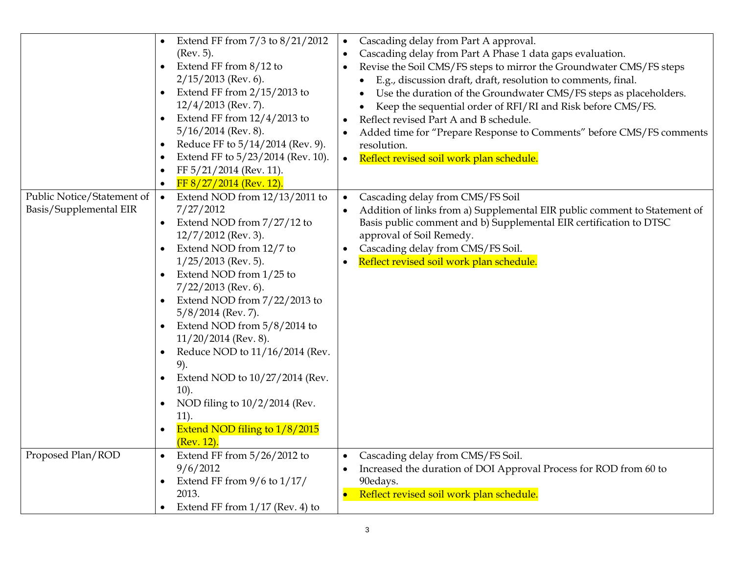| | | |
|---|---|---|
| | • Extend FF from 7/3 to 8/21/2012 (Rev. 5).<br>• Extend FF from 8/12 to 2/15/2013 (Rev. 6).<br>• Extend FF from 2/15/2013 to 12/4/2013 (Rev. 7).<br>• Extend FF from 12/4/2013 to 5/16/2014 (Rev. 8).<br>• Reduce FF to 5/14/2014 (Rev. 9).<br>• Extend FF to 5/23/2014 (Rev. 10).<br>• FF 5/21/2014 (Rev. 11).<br>• FF 8/27/2014 (Rev. 12). | • Cascading delay from Part A approval.<br>• Cascading delay from Part A Phase 1 data gaps evaluation.<br>• Revise the Soil CMS/FS steps to mirror the Groundwater CMS/FS steps<br>&nbsp;&nbsp;• E.g., discussion draft, draft, resolution to comments, final.<br>&nbsp;&nbsp;• Use the duration of the Groundwater CMS/FS steps as placeholders.<br>&nbsp;&nbsp;• Keep the sequential order of RFI/RI and Risk before CMS/FS.<br>• Reflect revised Part A and B schedule.<br>• Added time for "Prepare Response to Comments" before CMS/FS comments resolution.<br>• Reflect revised soil work plan schedule. |
| Public Notice/Statement of Basis/Supplemental EIR | • Extend NOD from 12/13/2011 to 7/27/2012<br>• Extend NOD from 7/27/12 to 12/7/2012 (Rev. 3).<br>• Extend NOD from 12/7 to 1/25/2013 (Rev. 5).<br>• Extend NOD from 1/25 to 7/22/2013 (Rev. 6).<br>• Extend NOD from 7/22/2013 to 5/8/2014 (Rev. 7).<br>• Extend NOD from 5/8/2014 to 11/20/2014 (Rev. 8).<br>• Reduce NOD to 11/16/2014 (Rev. 9).<br>• Extend NOD to 10/27/2014 (Rev. 10).<br>• NOD filing to 10/2/2014 (Rev. 11).<br>• Extend NOD filing to 1/8/2015 (Rev. 12). | • Cascading delay from CMS/FS Soil<br>• Addition of links from a) Supplemental EIR public comment to Statement of Basis public comment and b) Supplemental EIR certification to DTSC approval of Soil Remedy.<br>• Cascading delay from CMS/FS Soil.<br>• Reflect revised soil work plan schedule. |
| Proposed Plan/ROD | • Extend FF from 5/26/2012 to 9/6/2012<br>• Extend FF from 9/6 to 1/17/ 2013.<br>• Extend FF from 1/17 (Rev. 4) to | • Cascading delay from CMS/FS Soil.<br>• Increased the duration of DOI Approval Process for ROD from 60 to 90edays.<br>• Reflect revised soil work plan schedule. |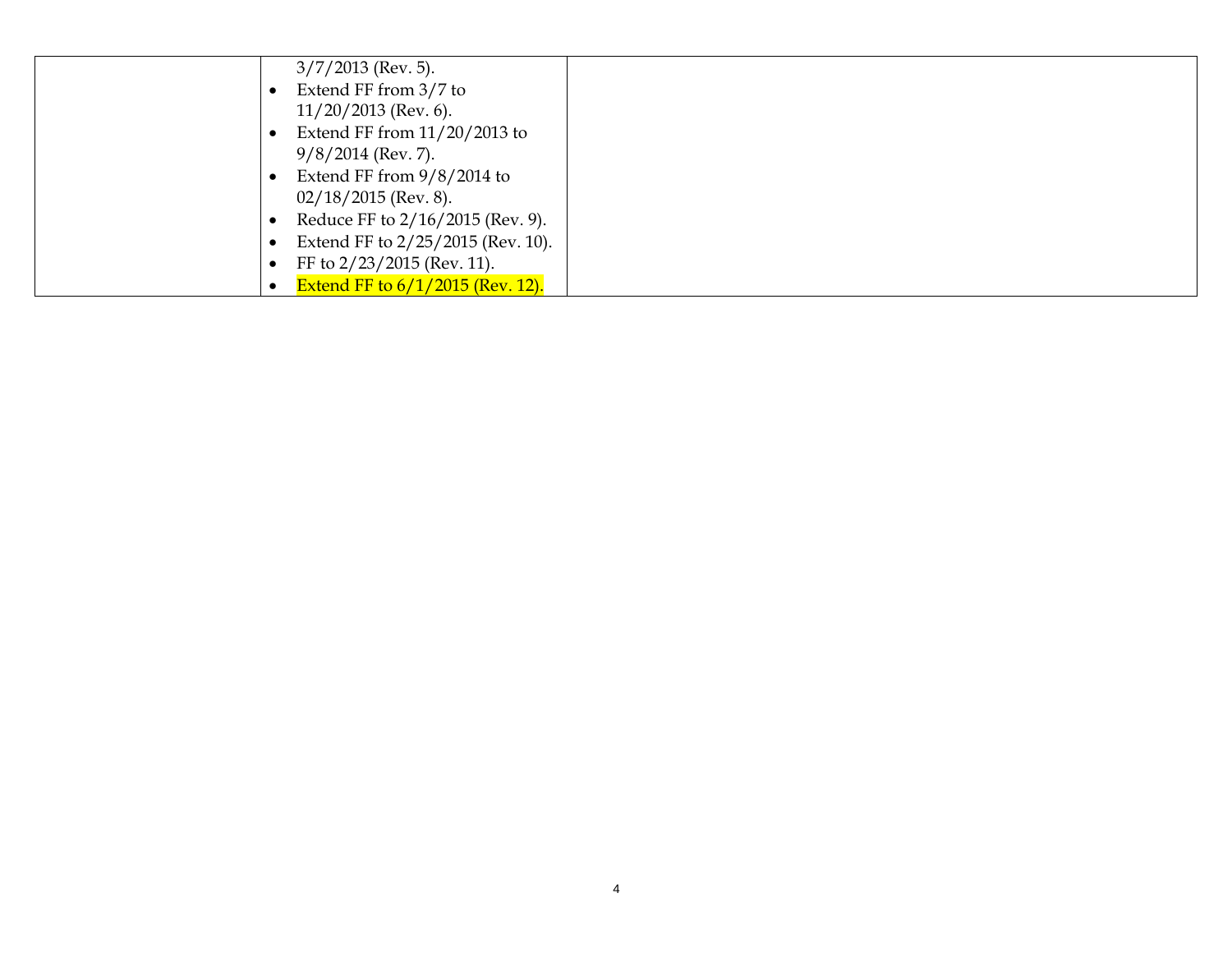| | | |
|---|---|---|
| | 3/7/2013 (Rev. 5).<br>• Extend FF from 3/7 to 11/20/2013 (Rev. 6).<br>• Extend FF from 11/20/2013 to 9/8/2014 (Rev. 7).<br>• Extend FF from 9/8/2014 to 02/18/2015 (Rev. 8).<br>• Reduce FF to 2/16/2015 (Rev. 9).<br>• Extend FF to 2/25/2015 (Rev. 10).<br>• FF to 2/23/2015 (Rev. 11).<br>• Extend FF to 6/1/2015 (Rev. 12). | |